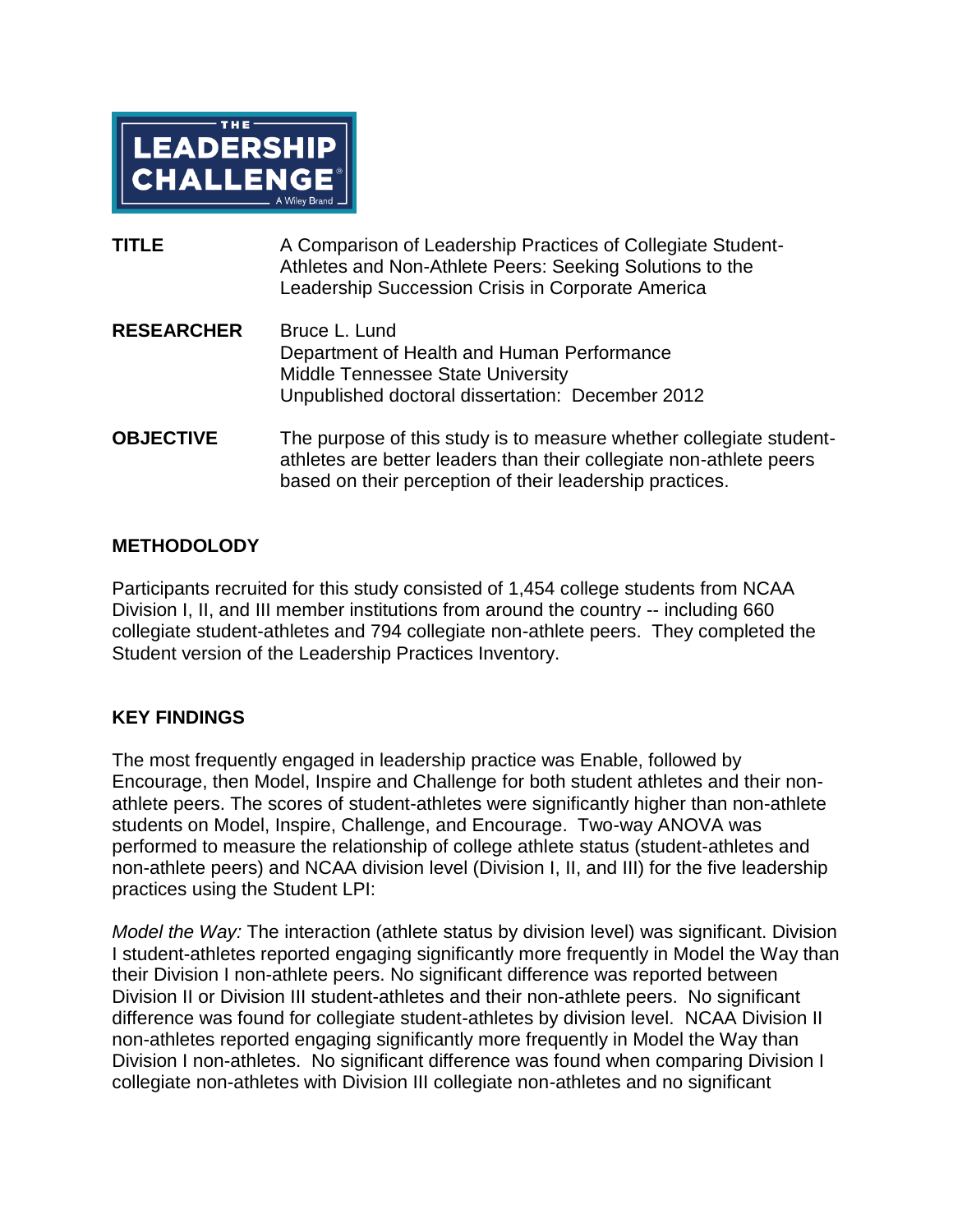THE LEADERSHIP CHALLENGE® A Wiley Brand

**TITLE** A Comparison of Leadership Practices of Collegiate Student-Athletes and Non-Athlete Peers: Seeking Solutions to the Leadership Succession Crisis in Corporate America

**RESEARCHER** Bruce L. Lund
Department of Health and Human Performance
Middle Tennessee State University
Unpublished doctoral dissertation: December 2012

**OBJECTIVE** The purpose of this study is to measure whether collegiate student-athletes are better leaders than their collegiate non-athlete peers based on their perception of their leadership practices.

## METHODOLODY

Participants recruited for this study consisted of 1,454 college students from NCAA Division I, II, and III member institutions from around the country -- including 660 collegiate student-athletes and 794 collegiate non-athlete peers. They completed the Student version of the Leadership Practices Inventory.

## KEY FINDINGS

The most frequently engaged in leadership practice was Enable, followed by Encourage, then Model, Inspire and Challenge for both student athletes and their non-athlete peers. The scores of student-athletes were significantly higher than non-athlete students on Model, Inspire, Challenge, and Encourage. Two-way ANOVA was performed to measure the relationship of college athlete status (student-athletes and non-athlete peers) and NCAA division level (Division I, II, and III) for the five leadership practices using the Student LPI:

*Model the Way:* The interaction (athlete status by division level) was significant. Division I student-athletes reported engaging significantly more frequently in Model the Way than their Division I non-athlete peers. No significant difference was reported between Division II or Division III student-athletes and their non-athlete peers. No significant difference was found for collegiate student-athletes by division level. NCAA Division II non-athletes reported engaging significantly more frequently in Model the Way than Division I non-athletes. No significant difference was found when comparing Division I collegiate non-athletes with Division III collegiate non-athletes and no significant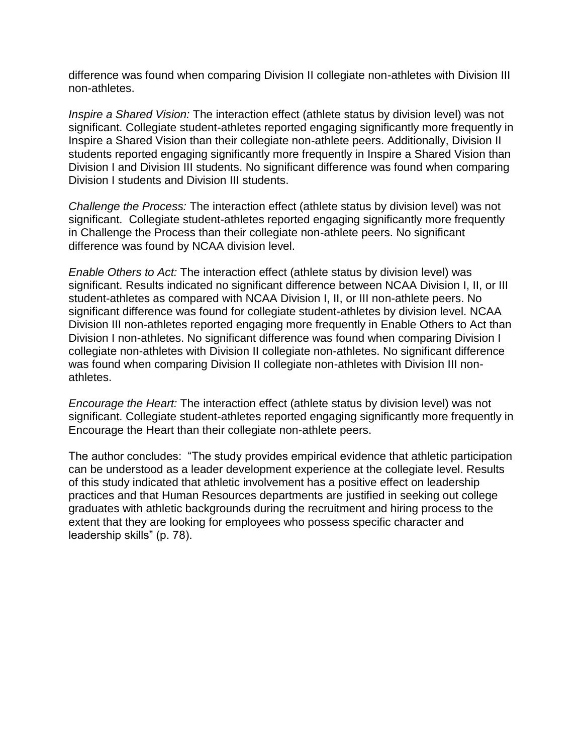difference was found when comparing Division II collegiate non-athletes with Division III non-athletes.

*Inspire a Shared Vision:* The interaction effect (athlete status by division level) was not significant. Collegiate student-athletes reported engaging significantly more frequently in Inspire a Shared Vision than their collegiate non-athlete peers. Additionally, Division II students reported engaging significantly more frequently in Inspire a Shared Vision than Division I and Division III students. No significant difference was found when comparing Division I students and Division III students.

*Challenge the Process:* The interaction effect (athlete status by division level) was not significant. Collegiate student-athletes reported engaging significantly more frequently in Challenge the Process than their collegiate non-athlete peers. No significant difference was found by NCAA division level.

*Enable Others to Act:* The interaction effect (athlete status by division level) was significant. Results indicated no significant difference between NCAA Division I, II, or III student-athletes as compared with NCAA Division I, II, or III non-athlete peers. No significant difference was found for collegiate student-athletes by division level. NCAA Division III non-athletes reported engaging more frequently in Enable Others to Act than Division I non-athletes. No significant difference was found when comparing Division I collegiate non-athletes with Division II collegiate non-athletes. No significant difference was found when comparing Division II collegiate non-athletes with Division III non-athletes.

*Encourage the Heart:* The interaction effect (athlete status by division level) was not significant. Collegiate student-athletes reported engaging significantly more frequently in Encourage the Heart than their collegiate non-athlete peers.

The author concludes: "The study provides empirical evidence that athletic participation can be understood as a leader development experience at the collegiate level. Results of this study indicated that athletic involvement has a positive effect on leadership practices and that Human Resources departments are justified in seeking out college graduates with athletic backgrounds during the recruitment and hiring process to the extent that they are looking for employees who possess specific character and leadership skills" (p. 78).